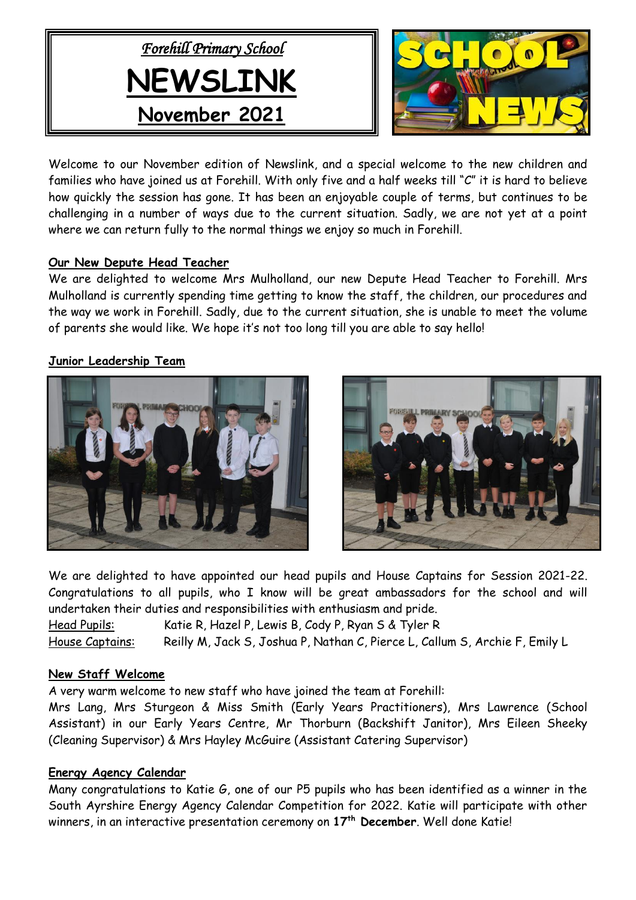*Forehill Primary School*

# NEWSLINK

## November 2021

Welcome to our November edition of Newslink, and a special welcome to the new children and families who have joined us at Forehill. With only five and a half weeks till "C" it is hard to believe how quickly the session has gone. It has been an enjoyable couple of terms, but continues to be challenging in a number of ways due to the current situation. Sadly, we are not yet at a point where we can return fully to the normal things we enjoy so much in Forehill.

### Our New Depute Head Teacher

We are delighted to welcome Mrs Mulholland, our new Depute Head Teacher to Forehill. Mrs Mulholland is currently spending time getting to know the staff, the children, our procedures and the way we work in Forehill. Sadly, due to the current situation, she is unable to meet the volume of parents she would like. We hope it's not too long till you are able to say hello!

### Junior Leadership Team

We are delighted to have appointed our head pupils and House Captains for Session 2021-22. Congratulations to all pupils, who I know will be great ambassadors for the school and will undertaken their duties and responsibilities with enthusiasm and pride.

Head Pupils: Katie R, Hazel P, Lewis B, Cody P, Ryan S & Tyler R

House Captains: Reilly M, Jack S, Joshua P, Nathan C, Pierce L, Callum S, Archie F, Emily L

### New Staff Welcome

A very warm welcome to new staff who have joined the team at Forehill:

Mrs Lang, Mrs Sturgeon & Miss Smith (Early Years Practitioners), Mrs Lawrence (School Assistant) in our Early Years Centre, Mr Thorburn (Backshift Janitor), Mrs Eileen Sheeky (Cleaning Supervisor) & Mrs Hayley McGuire (Assistant Catering Supervisor)

### Energy Agency Calendar

Many congratulations to Katie G, one of our P5 pupils who has been identified as a winner in the South Ayrshire Energy Agency Calendar Competition for 2022. Katie will participate with other winners, in an interactive presentation ceremony on **17th December**. Well done Katie!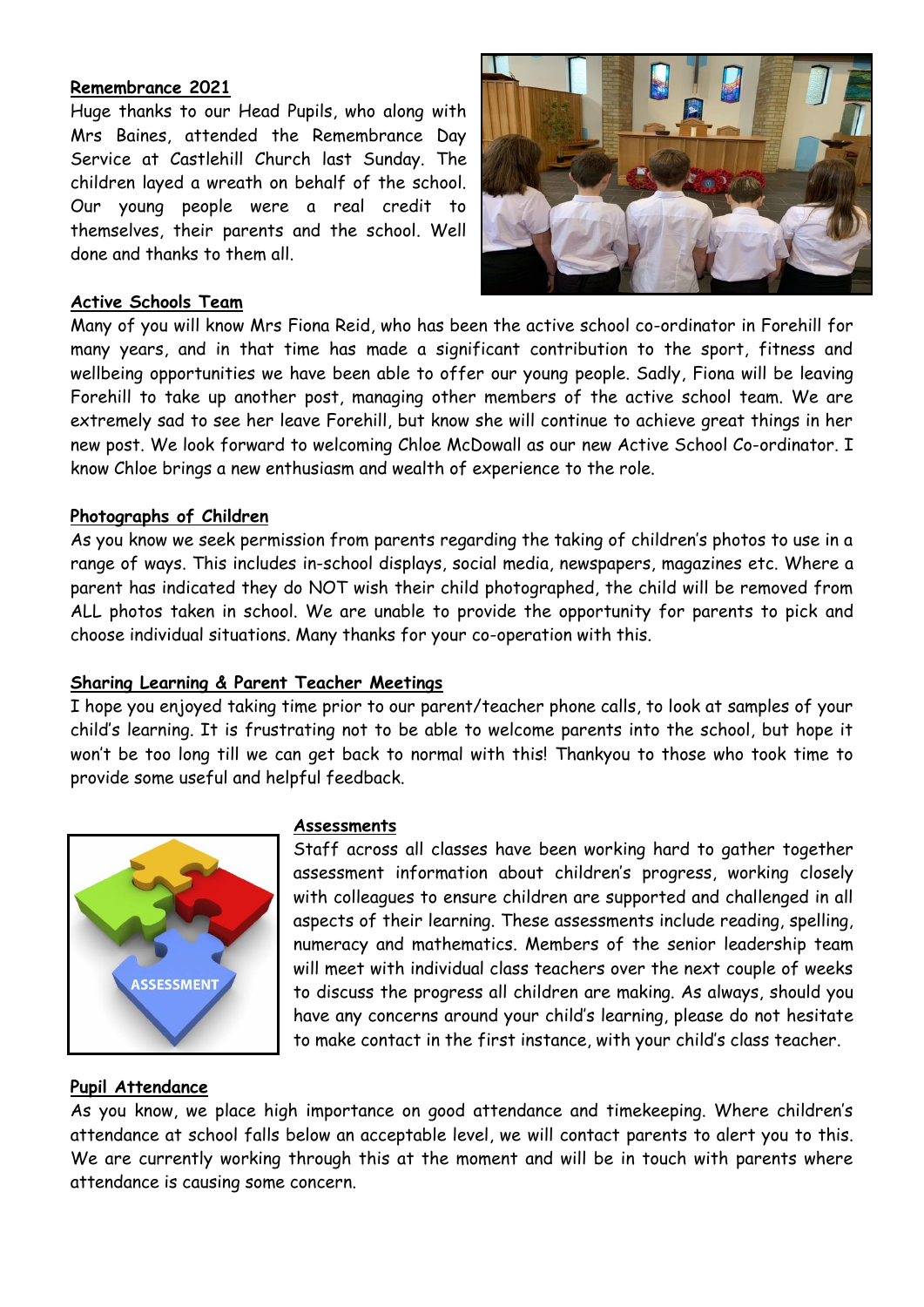**Remembrance 2021**

Huge thanks to our Head Pupils, who along with Mrs Baines, attended the Remembrance Day Service at Castlehill Church last Sunday. The children layed a wreath on behalf of the school. Our young people were a real credit to themselves, their parents and the school. Well done and thanks to them all.

**Active Schools Team**

Many of you will know Mrs Fiona Reid, who has been the active school co-ordinator in Forehill for many years, and in that time has made a significant contribution to the sport, fitness and wellbeing opportunities we have been able to offer our young people. Sadly, Fiona will be leaving Forehill to take up another post, managing other members of the active school team. We are extremely sad to see her leave Forehill, but know she will continue to achieve great things in her new post. We look forward to welcoming Chloe McDowall as our new Active School Co-ordinator. I know Chloe brings a new enthusiasm and wealth of experience to the role.

**Photographs of Children**

As you know we seek permission from parents regarding the taking of children's photos to use in a range of ways. This includes in-school displays, social media, newspapers, magazines etc. Where a parent has indicated they do NOT wish their child photographed, the child will be removed from ALL photos taken in school. We are unable to provide the opportunity for parents to pick and choose individual situations. Many thanks for your co-operation with this.

**Sharing Learning & Parent Teacher Meetings**

I hope you enjoyed taking time prior to our parent/teacher phone calls, to look at samples of your child's learning. It is frustrating not to be able to welcome parents into the school, but hope it won't be too long till we can get back to normal with this! Thankyou to those who took time to provide some useful and helpful feedback.

**Assessments**

Staff across all classes have been working hard to gather together assessment information about children's progress, working closely with colleagues to ensure children are supported and challenged in all aspects of their learning. These assessments include reading, spelling, numeracy and mathematics. Members of the senior leadership team will meet with individual class teachers over the next couple of weeks to discuss the progress all children are making. As always, should you have any concerns around your child's learning, please do not hesitate to make contact in the first instance, with your child's class teacher.

**Pupil Attendance**

As you know, we place high importance on good attendance and timekeeping. Where children's attendance at school falls below an acceptable level, we will contact parents to alert you to this. We are currently working through this at the moment and will be in touch with parents where attendance is causing some concern.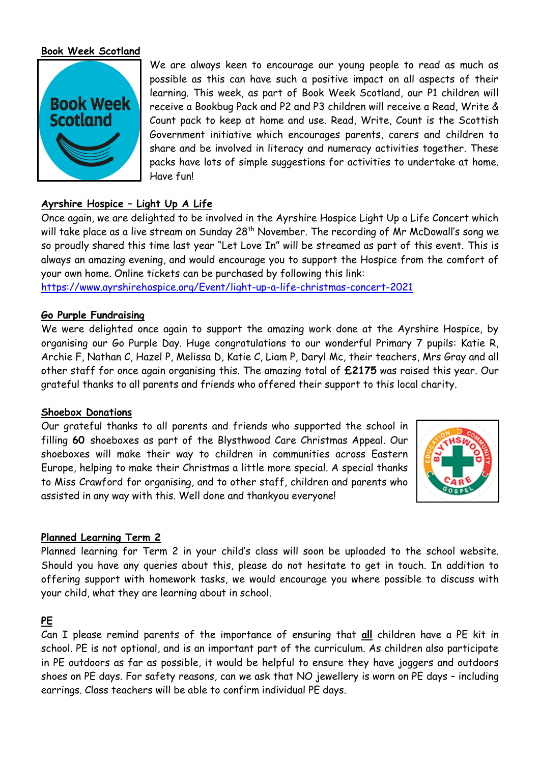## Book Week Scotland

We are always keen to encourage our young people to read as much as possible as this can have such a positive impact on all aspects of their learning. This week, as part of Book Week Scotland, our P1 children will receive a Bookbug Pack and P2 and P3 children will receive a Read, Write & Count pack to keep at home and use. Read, Write, Count is the Scottish Government initiative which encourages parents, carers and children to share and be involved in literacy and numeracy activities together. These packs have lots of simple suggestions for activities to undertake at home. Have fun!

## Ayrshire Hospice – Light Up A Life

Once again, we are delighted to be involved in the Ayrshire Hospice Light Up a Life Concert which will take place as a live stream on Sunday 28th November. The recording of Mr McDowall's song we so proudly shared this time last year "Let Love In" will be streamed as part of this event. This is always an amazing evening, and would encourage you to support the Hospice from the comfort of your own home. Online tickets can be purchased by following this link: https://www.ayrshirehospice.org/Event/light-up-a-life-christmas-concert-2021

## Go Purple Fundraising

We were delighted once again to support the amazing work done at the Ayrshire Hospice, by organising our Go Purple Day. Huge congratulations to our wonderful Primary 7 pupils: Katie R, Archie F, Nathan C, Hazel P, Melissa D, Katie C, Liam P, Daryl Mc, their teachers, Mrs Gray and all other staff for once again organising this. The amazing total of **£2175** was raised this year. Our grateful thanks to all parents and friends who offered their support to this local charity.

## Shoebox Donations

Our grateful thanks to all parents and friends who supported the school in filling **60** shoeboxes as part of the Blysthwood Care Christmas Appeal. Our shoeboxes will make their way to children in communities across Eastern Europe, helping to make their Christmas a little more special. A special thanks to Miss Crawford for organising, and to other staff, children and parents who assisted in any way with this. Well done and thankyou everyone!

## Planned Learning Term 2

Planned learning for Term 2 in your child's class will soon be uploaded to the school website. Should you have any queries about this, please do not hesitate to get in touch. In addition to offering support with homework tasks, we would encourage you where possible to discuss with your child, what they are learning about in school.

## PE

Can I please remind parents of the importance of ensuring that **all** children have a PE kit in school. PE is not optional, and is an important part of the curriculum. As children also participate in PE outdoors as far as possible, it would be helpful to ensure they have joggers and outdoors shoes on PE days. For safety reasons, can we ask that NO jewellery is worn on PE days – including earrings. Class teachers will be able to confirm individual PE days.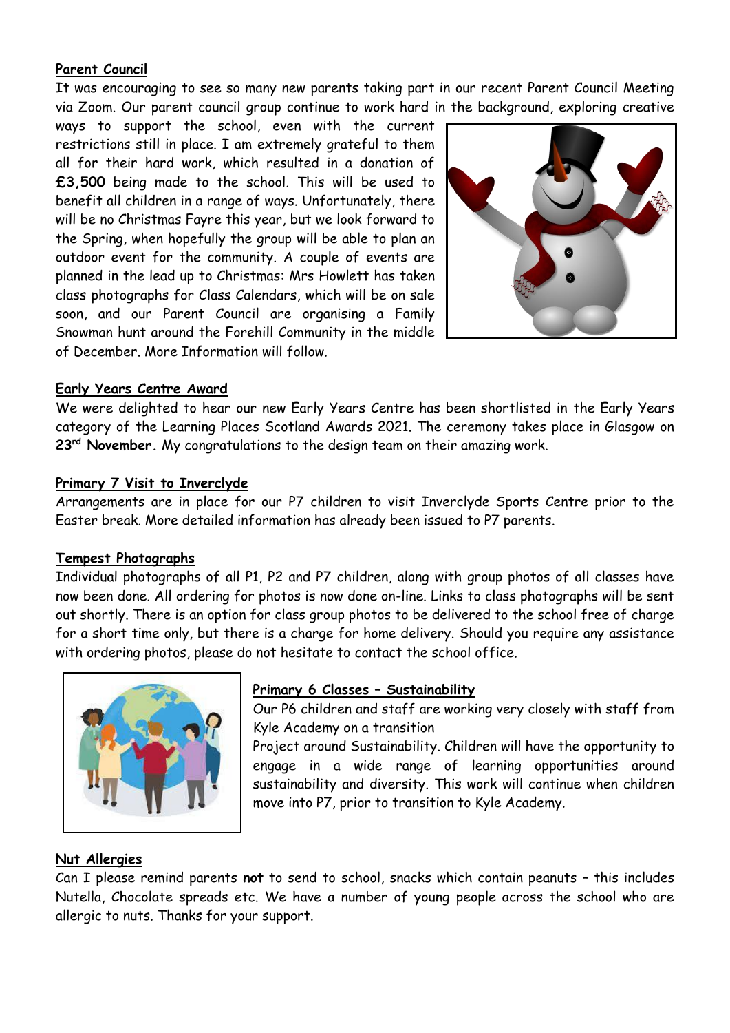**Parent Council**

It was encouraging to see so many new parents taking part in our recent Parent Council Meeting via Zoom. Our parent council group continue to work hard in the background, exploring creative ways to support the school, even with the current restrictions still in place. I am extremely grateful to them all for their hard work, which resulted in a donation of **£3,500** being made to the school. This will be used to benefit all children in a range of ways. Unfortunately, there will be no Christmas Fayre this year, but we look forward to the Spring, when hopefully the group will be able to plan an outdoor event for the community. A couple of events are planned in the lead up to Christmas: Mrs Howlett has taken class photographs for Class Calendars, which will be on sale soon, and our Parent Council are organising a Family Snowman hunt around the Forehill Community in the middle of December. More Information will follow.

**Early Years Centre Award**

We were delighted to hear our new Early Years Centre has been shortlisted in the Early Years category of the Learning Places Scotland Awards 2021. The ceremony takes place in Glasgow on **23rd November.** My congratulations to the design team on their amazing work.

**Primary 7 Visit to Inverclyde**

Arrangements are in place for our P7 children to visit Inverclyde Sports Centre prior to the Easter break. More detailed information has already been issued to P7 parents.

**Tempest Photographs**

Individual photographs of all P1, P2 and P7 children, along with group photos of all classes have now been done. All ordering for photos is now done on-line. Links to class photographs will be sent out shortly. There is an option for class group photos to be delivered to the school free of charge for a short time only, but there is a charge for home delivery. Should you require any assistance with ordering photos, please do not hesitate to contact the school office.

**Primary 6 Classes – Sustainability**

Our P6 children and staff are working very closely with staff from Kyle Academy on a transition

Project around Sustainability. Children will have the opportunity to engage in a wide range of learning opportunities around sustainability and diversity. This work will continue when children move into P7, prior to transition to Kyle Academy.

**Nut Allergies**

Can I please remind parents **not** to send to school, snacks which contain peanuts – this includes Nutella, Chocolate spreads etc. We have a number of young people across the school who are allergic to nuts. Thanks for your support.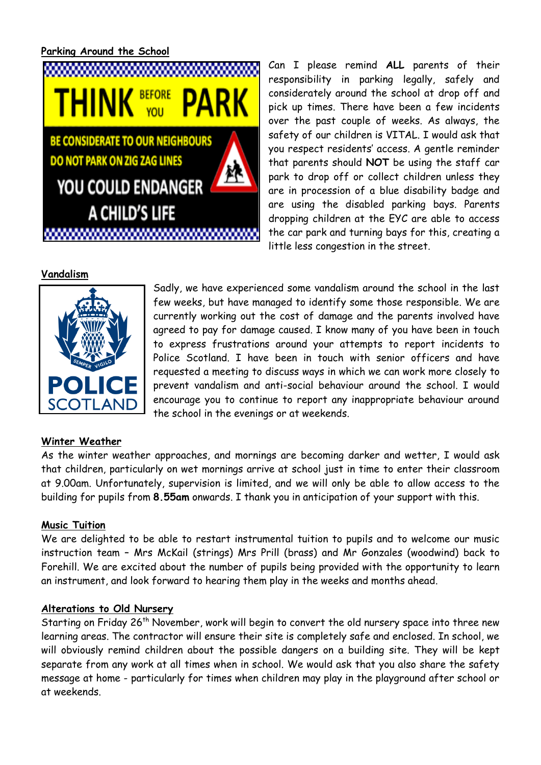## Parking Around the School

Can I please remind **ALL** parents of their responsibility in parking legally, safely and considerately around the school at drop off and pick up times. There have been a few incidents over the past couple of weeks. As always, the safety of our children is VITAL. I would ask that you respect residents' access. A gentle reminder that parents should **NOT** be using the staff car park to drop off or collect children unless they are in procession of a blue disability badge and are using the disabled parking bays. Parents dropping children at the EYC are able to access the car park and turning bays for this, creating a little less congestion in the street.

## Vandalism

Sadly, we have experienced some vandalism around the school in the last few weeks, but have managed to identify some those responsible. We are currently working out the cost of damage and the parents involved have agreed to pay for damage caused. I know many of you have been in touch to express frustrations around your attempts to report incidents to Police Scotland. I have been in touch with senior officers and have requested a meeting to discuss ways in which we can work more closely to prevent vandalism and anti-social behaviour around the school. I would encourage you to continue to report any inappropriate behaviour around the school in the evenings or at weekends.

## Winter Weather

As the winter weather approaches, and mornings are becoming darker and wetter, I would ask that children, particularly on wet mornings arrive at school just in time to enter their classroom at 9.00am. Unfortunately, supervision is limited, and we will only be able to allow access to the building for pupils from **8.55am** onwards. I thank you in anticipation of your support with this.

## Music Tuition

We are delighted to be able to restart instrumental tuition to pupils and to welcome our music instruction team – Mrs McKail (strings) Mrs Prill (brass) and Mr Gonzales (woodwind) back to Forehill. We are excited about the number of pupils being provided with the opportunity to learn an instrument, and look forward to hearing them play in the weeks and months ahead.

## Alterations to Old Nursery

Starting on Friday 26th November, work will begin to convert the old nursery space into three new learning areas. The contractor will ensure their site is completely safe and enclosed. In school, we will obviously remind children about the possible dangers on a building site. They will be kept separate from any work at all times when in school. We would ask that you also share the safety message at home - particularly for times when children may play in the playground after school or at weekends.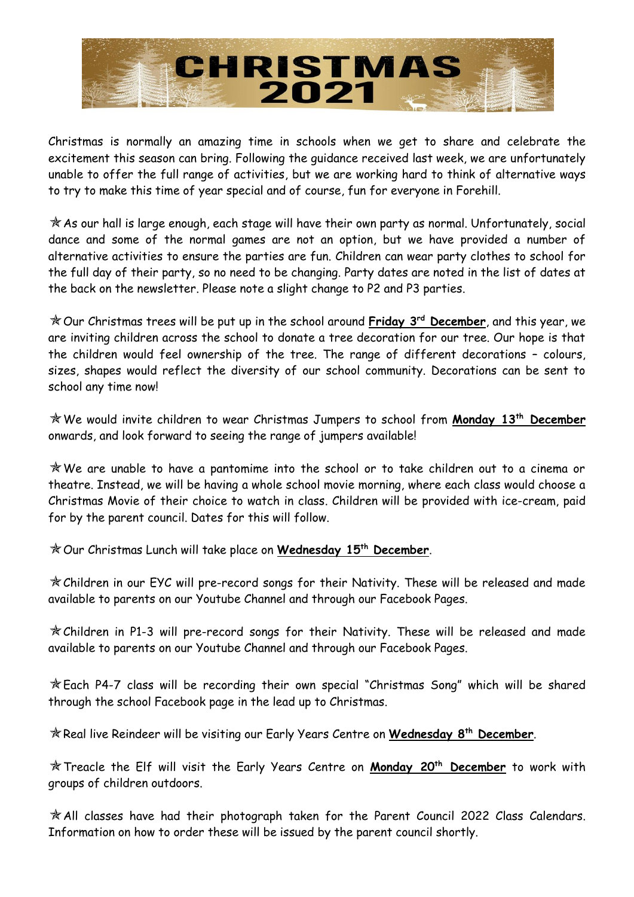# CHRISTMAS 2021

Christmas is normally an amazing time in schools when we get to share and celebrate the excitement this season can bring. Following the guidance received last week, we are unfortunately unable to offer the full range of activities, but we are working hard to think of alternative ways to try to make this time of year special and of course, fun for everyone in Forehill.

✯ As our hall is large enough, each stage will have their own party as normal. Unfortunately, social dance and some of the normal games are not an option, but we have provided a number of alternative activities to ensure the parties are fun. Children can wear party clothes to school for the full day of their party, so no need to be changing. Party dates are noted in the list of dates at the back on the newsletter. Please note a slight change to P2 and P3 parties.

✯ Our Christmas trees will be put up in the school around **Friday 3rd December**, and this year, we are inviting children across the school to donate a tree decoration for our tree. Our hope is that the children would feel ownership of the tree. The range of different decorations – colours, sizes, shapes would reflect the diversity of our school community. Decorations can be sent to school any time now!

✯ We would invite children to wear Christmas Jumpers to school from **Monday 13th December** onwards, and look forward to seeing the range of jumpers available!

✯ We are unable to have a pantomime into the school or to take children out to a cinema or theatre. Instead, we will be having a whole school movie morning, where each class would choose a Christmas Movie of their choice to watch in class. Children will be provided with ice-cream, paid for by the parent council. Dates for this will follow.

✯ Our Christmas Lunch will take place on **Wednesday 15th December**.

✯ Children in our EYC will pre-record songs for their Nativity. These will be released and made available to parents on our Youtube Channel and through our Facebook Pages.

✯ Children in P1-3 will pre-record songs for their Nativity. These will be released and made available to parents on our Youtube Channel and through our Facebook Pages.

✯ Each P4-7 class will be recording their own special "Christmas Song" which will be shared through the school Facebook page in the lead up to Christmas.

✯ Real live Reindeer will be visiting our Early Years Centre on **Wednesday 8th December**.

✯ Treacle the Elf will visit the Early Years Centre on **Monday 20th December** to work with groups of children outdoors.

✯ All classes have had their photograph taken for the Parent Council 2022 Class Calendars. Information on how to order these will be issued by the parent council shortly.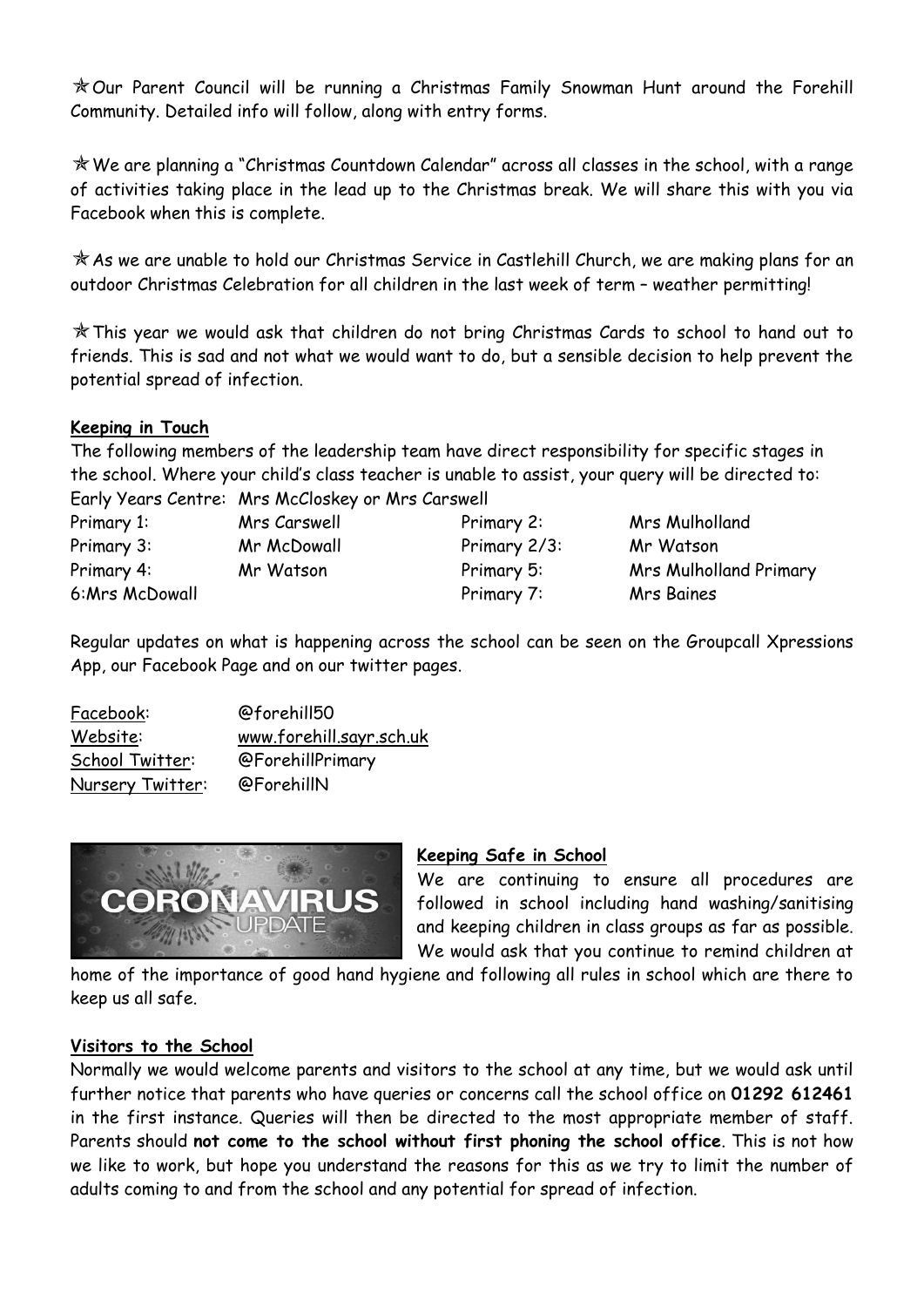✯ Our Parent Council will be running a Christmas Family Snowman Hunt around the Forehill Community. Detailed info will follow, along with entry forms.

✯ We are planning a "Christmas Countdown Calendar" across all classes in the school, with a range of activities taking place in the lead up to the Christmas break. We will share this with you via Facebook when this is complete.

✯ As we are unable to hold our Christmas Service in Castlehill Church, we are making plans for an outdoor Christmas Celebration for all children in the last week of term – weather permitting!

✯ This year we would ask that children do not bring Christmas Cards to school to hand out to friends. This is sad and not what we would want to do, but a sensible decision to help prevent the potential spread of infection.

**Keeping in Touch**

The following members of the leadership team have direct responsibility for specific stages in the school. Where your child's class teacher is unable to assist, your query will be directed to:

Early Years Centre: Mrs McCloskey or Mrs Carswell

| | | | |
|---|---|---|---|
| Primary 1: | Mrs Carswell | Primary 2: | Mrs Mulholland |
| Primary 3: | Mr McDowall | Primary 2/3: | Mr Watson |
| Primary 4: | Mr Watson | Primary 5: | Mrs Mulholland Primary |
| 6:Mrs McDowall | | Primary 7: | Mrs Baines |

Regular updates on what is happening across the school can be seen on the Groupcall Xpressions App, our Facebook Page and on our twitter pages.

| | |
|---|---|
| Facebook: | @forehill50 |
| Website: | www.forehill.sayr.sch.uk |
| School Twitter: | @ForehillPrimary |
| Nursery Twitter: | @ForehillN |

**Keeping Safe in School**

We are continuing to ensure all procedures are followed in school including hand washing/sanitising and keeping children in class groups as far as possible. We would ask that you continue to remind children at home of the importance of good hand hygiene and following all rules in school which are there to keep us all safe.

**Visitors to the School**

Normally we would welcome parents and visitors to the school at any time, but we would ask until further notice that parents who have queries or concerns call the school office on **01292 612461** in the first instance. Queries will then be directed to the most appropriate member of staff. Parents should **not come to the school without first phoning the school office**. This is not how we like to work, but hope you understand the reasons for this as we try to limit the number of adults coming to and from the school and any potential for spread of infection.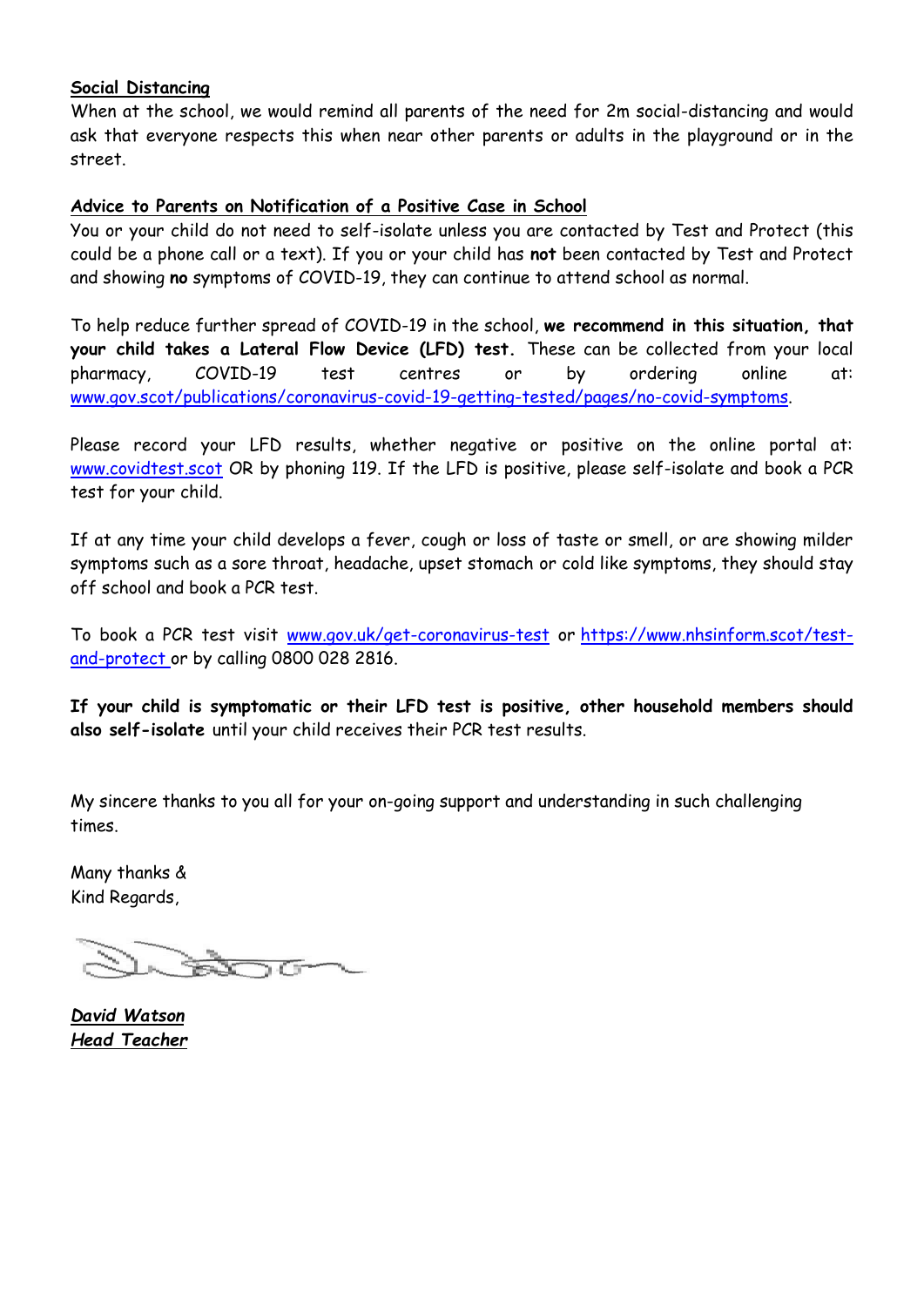**Social Distancing**

When at the school, we would remind all parents of the need for 2m social-distancing and would ask that everyone respects this when near other parents or adults in the playground or in the street.

**Advice to Parents on Notification of a Positive Case in School**

You or your child do not need to self-isolate unless you are contacted by Test and Protect (this could be a phone call or a text). If you or your child has **not** been contacted by Test and Protect and showing **no** symptoms of COVID-19, they can continue to attend school as normal.

To help reduce further spread of COVID-19 in the school, **we recommend in this situation, that your child takes a Lateral Flow Device (LFD) test.** These can be collected from your local pharmacy, COVID-19 test centres or by ordering online at: www.gov.scot/publications/coronavirus-covid-19-getting-tested/pages/no-covid-symptoms.

Please record your LFD results, whether negative or positive on the online portal at: www.covidtest.scot OR by phoning 119. If the LFD is positive, please self-isolate and book a PCR test for your child.

If at any time your child develops a fever, cough or loss of taste or smell, or are showing milder symptoms such as a sore throat, headache, upset stomach or cold like symptoms, they should stay off school and book a PCR test.

To book a PCR test visit www.gov.uk/get-coronavirus-test or https://www.nhsinform.scot/test-and-protect or by calling 0800 028 2816.

**If your child is symptomatic or their LFD test is positive, other household members should also self-isolate** until your child receives their PCR test results.

My sincere thanks to you all for your on-going support and understanding in such challenging times.

Many thanks &
Kind Regards,

***David Watson***
***Head Teacher***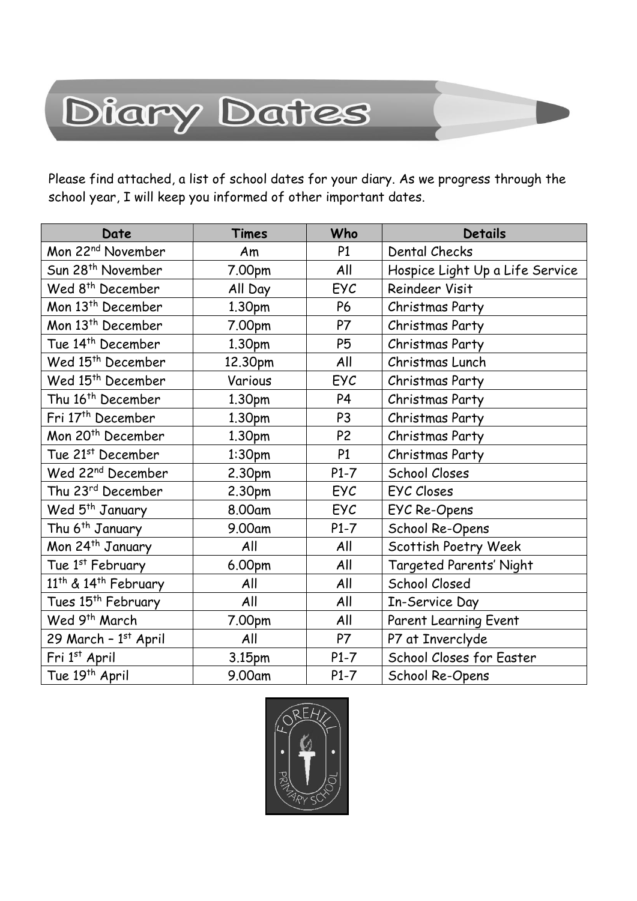# Diary Dates

Please find attached, a list of school dates for your diary. As we progress through the school year, I will keep you informed of other important dates.

| Date | Times | Who | Details |
|---|---|---|---|
| Mon 22nd November | Am | P1 | Dental Checks |
| Sun 28th November | 7.00pm | All | Hospice Light Up a Life Service |
| Wed 8th December | All Day | EYC | Reindeer Visit |
| Mon 13th December | 1.30pm | P6 | Christmas Party |
| Mon 13th December | 7.00pm | P7 | Christmas Party |
| Tue 14th December | 1.30pm | P5 | Christmas Party |
| Wed 15th December | 12.30pm | All | Christmas Lunch |
| Wed 15th December | Various | EYC | Christmas Party |
| Thu 16th December | 1.30pm | P4 | Christmas Party |
| Fri 17th December | 1.30pm | P3 | Christmas Party |
| Mon 20th December | 1.30pm | P2 | Christmas Party |
| Tue 21st December | 1:30pm | P1 | Christmas Party |
| Wed 22nd December | 2.30pm | P1-7 | School Closes |
| Thu 23rd December | 2.30pm | EYC | EYC Closes |
| Wed 5th January | 8.00am | EYC | EYC Re-Opens |
| Thu 6th January | 9.00am | P1-7 | School Re-Opens |
| Mon 24th January | All | All | Scottish Poetry Week |
| Tue 1st February | 6.00pm | All | Targeted Parents' Night |
| 11th & 14th February | All | All | School Closed |
| Tues 15th February | All | All | In-Service Day |
| Wed 9th March | 7.00pm | All | Parent Learning Event |
| 29 March – 1st April | All | P7 | P7 at Inverclyde |
| Fri 1st April | 3.15pm | P1-7 | School Closes for Easter |
| Tue 19th April | 9.00am | P1-7 | School Re-Opens |

FOREHILL PRIMARY SCHOOL